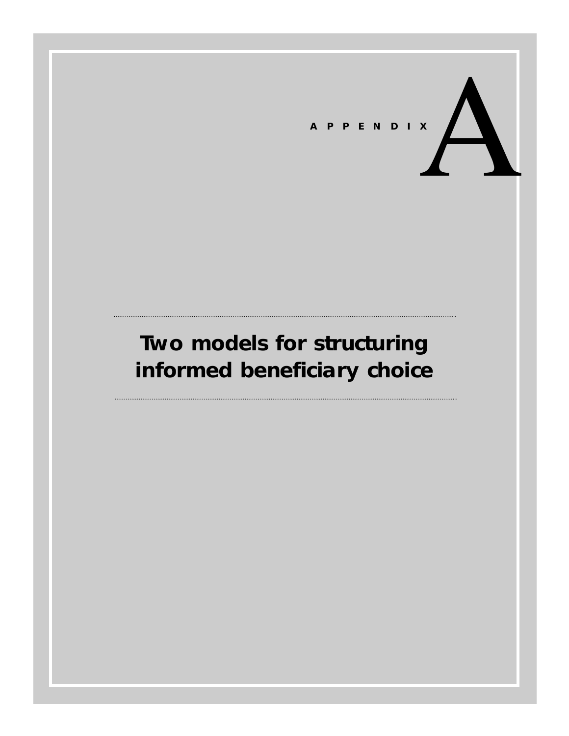# APPENDIX A

## Two models for structuring informed beneficiary choice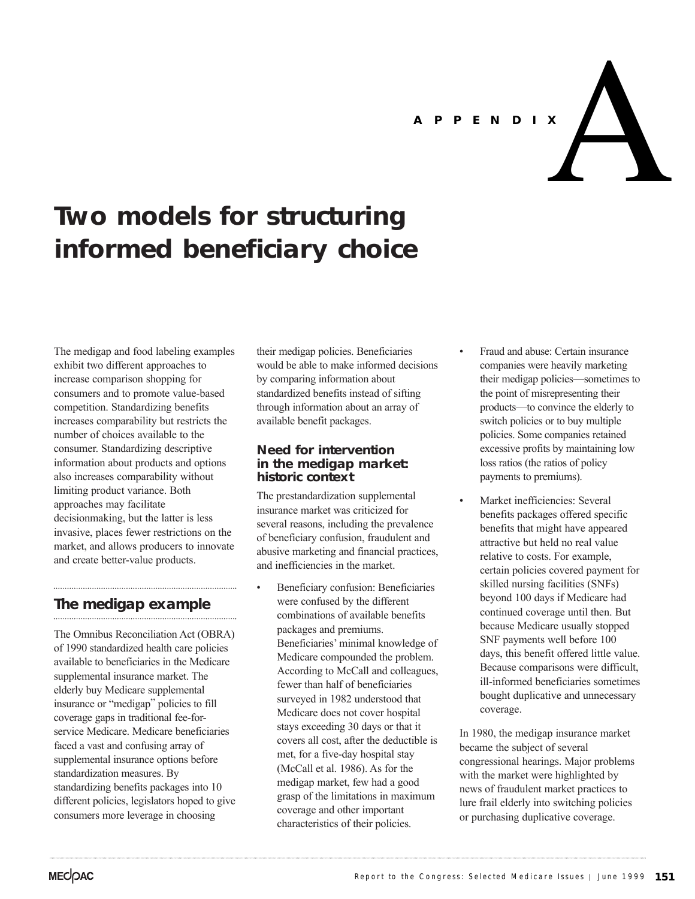# APPENDIX A

# Two models for structuring informed beneficiary choice

The medigap and food labeling examples exhibit two different approaches to increase comparison shopping for consumers and to promote value-based competition. Standardizing benefits increases comparability but restricts the number of choices available to the consumer. Standardizing descriptive information about products and options also increases comparability without limiting product variance. Both approaches may facilitate decisionmaking, but the latter is less invasive, places fewer restrictions on the market, and allows producers to innovate and create better-value products.

## The medigap example

The Omnibus Reconciliation Act (OBRA) of 1990 standardized health care policies available to beneficiaries in the Medicare supplemental insurance market. The elderly buy Medicare supplemental insurance or "medigap" policies to fill coverage gaps in traditional fee-for-service Medicare. Medicare beneficiaries faced a vast and confusing array of supplemental insurance options before standardization measures. By standardizing benefits packages into 10 different policies, legislators hoped to give consumers more leverage in choosing their medigap policies. Beneficiaries would be able to make informed decisions by comparing information about standardized benefits instead of sifting through information about an array of available benefit packages.

### Need for intervention in the medigap market: historic context

The prestandardization supplemental insurance market was criticized for several reasons, including the prevalence of beneficiary confusion, fraudulent and abusive marketing and financial practices, and inefficiencies in the market.

- Beneficiary confusion: Beneficiaries were confused by the different combinations of available benefits packages and premiums. Beneficiaries' minimal knowledge of Medicare compounded the problem. According to McCall and colleagues, fewer than half of beneficiaries surveyed in 1982 understood that Medicare does not cover hospital stays exceeding 30 days or that it covers all cost, after the deductible is met, for a five-day hospital stay (McCall et al. 1986). As for the medigap market, few had a good grasp of the limitations in maximum coverage and other important characteristics of their policies.
- Fraud and abuse: Certain insurance companies were heavily marketing their medigap policies—sometimes to the point of misrepresenting their products—to convince the elderly to switch policies or to buy multiple policies. Some companies retained excessive profits by maintaining low loss ratios (the ratios of policy payments to premiums).
- Market inefficiencies: Several benefits packages offered specific benefits that might have appeared attractive but held no real value relative to costs. For example, certain policies covered payment for skilled nursing facilities (SNFs) beyond 100 days if Medicare had continued coverage until then. But because Medicare usually stopped SNF payments well before 100 days, this benefit offered little value. Because comparisons were difficult, ill-informed beneficiaries sometimes bought duplicative and unnecessary coverage.

In 1980, the medigap insurance market became the subject of several congressional hearings. Major problems with the market were highlighted by news of fraudulent market practices to lure frail elderly into switching policies or purchasing duplicative coverage.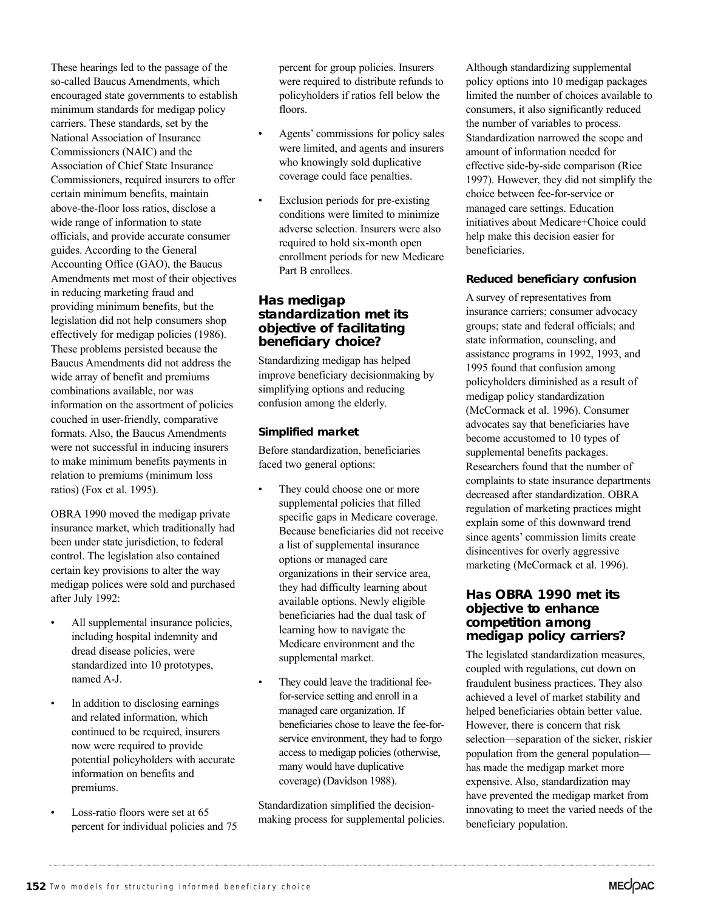These hearings led to the passage of the so-called Baucus Amendments, which encouraged state governments to establish minimum standards for medigap policy carriers. These standards, set by the National Association of Insurance Commissioners (NAIC) and the Association of Chief State Insurance Commissioners, required insurers to offer certain minimum benefits, maintain above-the-floor loss ratios, disclose a wide range of information to state officials, and provide accurate consumer guides. According to the General Accounting Office (GAO), the Baucus Amendments met most of their objectives in reducing marketing fraud and providing minimum benefits, but the legislation did not help consumers shop effectively for medigap policies (1986). These problems persisted because the Baucus Amendments did not address the wide array of benefit and premiums combinations available, nor was information on the assortment of policies couched in user-friendly, comparative formats. Also, the Baucus Amendments were not successful in inducing insurers to make minimum benefits payments in relation to premiums (minimum loss ratios) (Fox et al. 1995).

OBRA 1990 moved the medigap private insurance market, which traditionally had been under state jurisdiction, to federal control. The legislation also contained certain key provisions to alter the way medigap polices were sold and purchased after July 1992:

- All supplemental insurance policies, including hospital indemnity and dread disease policies, were standardized into 10 prototypes, named A-J.
- In addition to disclosing earnings and related information, which continued to be required, insurers now were required to provide potential policyholders with accurate information on benefits and premiums.
- Loss-ratio floors were set at 65 percent for individual policies and 75 percent for group policies. Insurers were required to distribute refunds to policyholders if ratios fell below the floors.
- Agents' commissions for policy sales were limited, and agents and insurers who knowingly sold duplicative coverage could face penalties.
- Exclusion periods for pre-existing conditions were limited to minimize adverse selection. Insurers were also required to hold six-month open enrollment periods for new Medicare Part B enrollees.

## Has medigap standardization met its objective of facilitating beneficiary choice?

Standardizing medigap has helped improve beneficiary decisionmaking by simplifying options and reducing confusion among the elderly.

### Simplified market

Before standardization, beneficiaries faced two general options:

- They could choose one or more supplemental policies that filled specific gaps in Medicare coverage. Because beneficiaries did not receive a list of supplemental insurance options or managed care organizations in their service area, they had difficulty learning about available options. Newly eligible beneficiaries had the dual task of learning how to navigate the Medicare environment and the supplemental market.
- They could leave the traditional fee-for-service setting and enroll in a managed care organization. If beneficiaries chose to leave the fee-for-service environment, they had to forgo access to medigap policies (otherwise, many would have duplicative coverage) (Davidson 1988).

Standardization simplified the decision-making process for supplemental policies. Although standardizing supplemental policy options into 10 medigap packages limited the number of choices available to consumers, it also significantly reduced the number of variables to process. Standardization narrowed the scope and amount of information needed for effective side-by-side comparison (Rice 1997). However, they did not simplify the choice between fee-for-service or managed care settings. Education initiatives about Medicare+Choice could help make this decision easier for beneficiaries.

### Reduced beneficiary confusion

A survey of representatives from insurance carriers; consumer advocacy groups; state and federal officials; and state information, counseling, and assistance programs in 1992, 1993, and 1995 found that confusion among policyholders diminished as a result of medigap policy standardization (McCormack et al. 1996). Consumer advocates say that beneficiaries have become accustomed to 10 types of supplemental benefits packages. Researchers found that the number of complaints to state insurance departments decreased after standardization. OBRA regulation of marketing practices might explain some of this downward trend since agents' commission limits create disincentives for overly aggressive marketing (McCormack et al. 1996).

## Has OBRA 1990 met its objective to enhance competition among medigap policy carriers?

The legislated standardization measures, coupled with regulations, cut down on fraudulent business practices. They also achieved a level of market stability and helped beneficiaries obtain better value. However, there is concern that risk selection—separation of the sicker, riskier population from the general population—has made the medigap market more expensive. Also, standardization may have prevented the medigap market from innovating to meet the varied needs of the beneficiary population.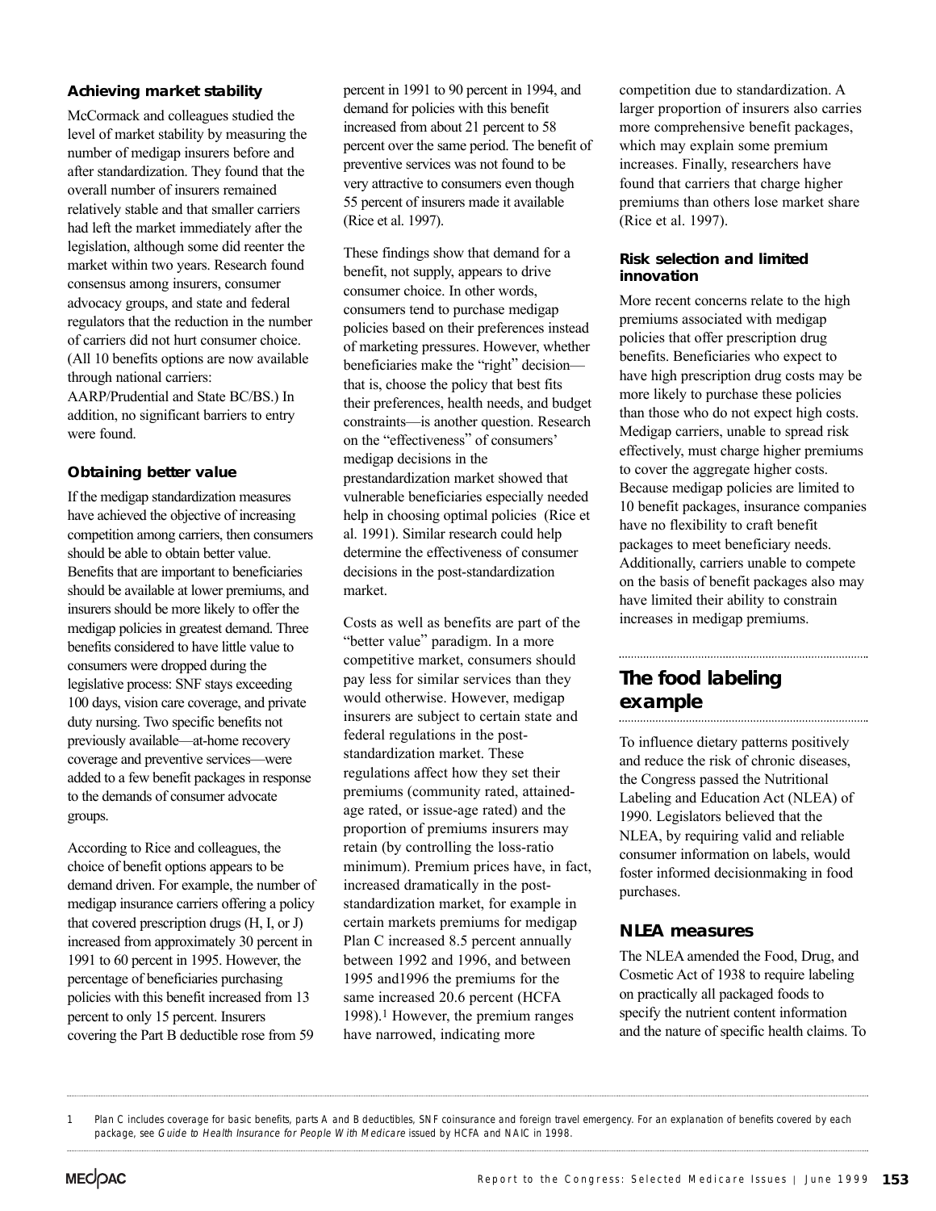### Achieving market stability

McCormack and colleagues studied the level of market stability by measuring the number of medigap insurers before and after standardization. They found that the overall number of insurers remained relatively stable and that smaller carriers had left the market immediately after the legislation, although some did reenter the market within two years. Research found consensus among insurers, consumer advocacy groups, and state and federal regulators that the reduction in the number of carriers did not hurt consumer choice. (All 10 benefits options are now available through national carriers: AARP/Prudential and State BC/BS.) In addition, no significant barriers to entry were found.

### Obtaining better value

If the medigap standardization measures have achieved the objective of increasing competition among carriers, then consumers should be able to obtain better value. Benefits that are important to beneficiaries should be available at lower premiums, and insurers should be more likely to offer the medigap policies in greatest demand. Three benefits considered to have little value to consumers were dropped during the legislative process: SNF stays exceeding 100 days, vision care coverage, and private duty nursing. Two specific benefits not previously available—at-home recovery coverage and preventive services—were added to a few benefit packages in response to the demands of consumer advocate groups.

According to Rice and colleagues, the choice of benefit options appears to be demand driven. For example, the number of medigap insurance carriers offering a policy that covered prescription drugs (H, I, or J) increased from approximately 30 percent in 1991 to 60 percent in 1995. However, the percentage of beneficiaries purchasing policies with this benefit increased from 13 percent to only 15 percent. Insurers covering the Part B deductible rose from 59 percent in 1991 to 90 percent in 1994, and demand for policies with this benefit increased from about 21 percent to 58 percent over the same period. The benefit of preventive services was not found to be very attractive to consumers even though 55 percent of insurers made it available (Rice et al. 1997).

These findings show that demand for a benefit, not supply, appears to drive consumer choice. In other words, consumers tend to purchase medigap policies based on their preferences instead of marketing pressures. However, whether beneficiaries make the "right" decision—that is, choose the policy that best fits their preferences, health needs, and budget constraints—is another question. Research on the "effectiveness" of consumers' medigap decisions in the prestandardization market showed that vulnerable beneficiaries especially needed help in choosing optimal policies (Rice et al. 1991). Similar research could help determine the effectiveness of consumer decisions in the post-standardization market.

Costs as well as benefits are part of the "better value" paradigm. In a more competitive market, consumers should pay less for similar services than they would otherwise. However, medigap insurers are subject to certain state and federal regulations in the post-standardization market. These regulations affect how they set their premiums (community rated, attained-age rated, or issue-age rated) and the proportion of premiums insurers may retain (by controlling the loss-ratio minimum). Premium prices have, in fact, increased dramatically in the post-standardization market, for example in certain markets premiums for medigap Plan C increased 8.5 percent annually between 1992 and 1996, and between 1995 and1996 the premiums for the same increased 20.6 percent (HCFA 1998).[1] However, the premium ranges have narrowed, indicating more competition due to standardization. A larger proportion of insurers also carries more comprehensive benefit packages, which may explain some premium increases. Finally, researchers have found that carriers that charge higher premiums than others lose market share (Rice et al. 1997).

### Risk selection and limited innovation

More recent concerns relate to the high premiums associated with medigap policies that offer prescription drug benefits. Beneficiaries who expect to have high prescription drug costs may be more likely to purchase these policies than those who do not expect high costs. Medigap carriers, unable to spread risk effectively, must charge higher premiums to cover the aggregate higher costs. Because medigap policies are limited to 10 benefit packages, insurance companies have no flexibility to craft benefit packages to meet beneficiary needs. Additionally, carriers unable to compete on the basis of benefit packages also may have limited their ability to constrain increases in medigap premiums.

## The food labeling example

To influence dietary patterns positively and reduce the risk of chronic diseases, the Congress passed the Nutritional Labeling and Education Act (NLEA) of 1990. Legislators believed that the NLEA, by requiring valid and reliable consumer information on labels, would foster informed decisionmaking in food purchases.

### NLEA measures

The NLEA amended the Food, Drug, and Cosmetic Act of 1938 to require labeling on practically all packaged foods to specify the nutrient content information and the nature of specific health claims. To

---

1 *Plan C includes coverage for basic benefits, parts A and B deductibles, SNF coinsurance and foreign travel emergency. For an explanation of benefits covered by each package, see Guide to Health Insurance for People With Medicare issued by HCFA and NAIC in 1998.*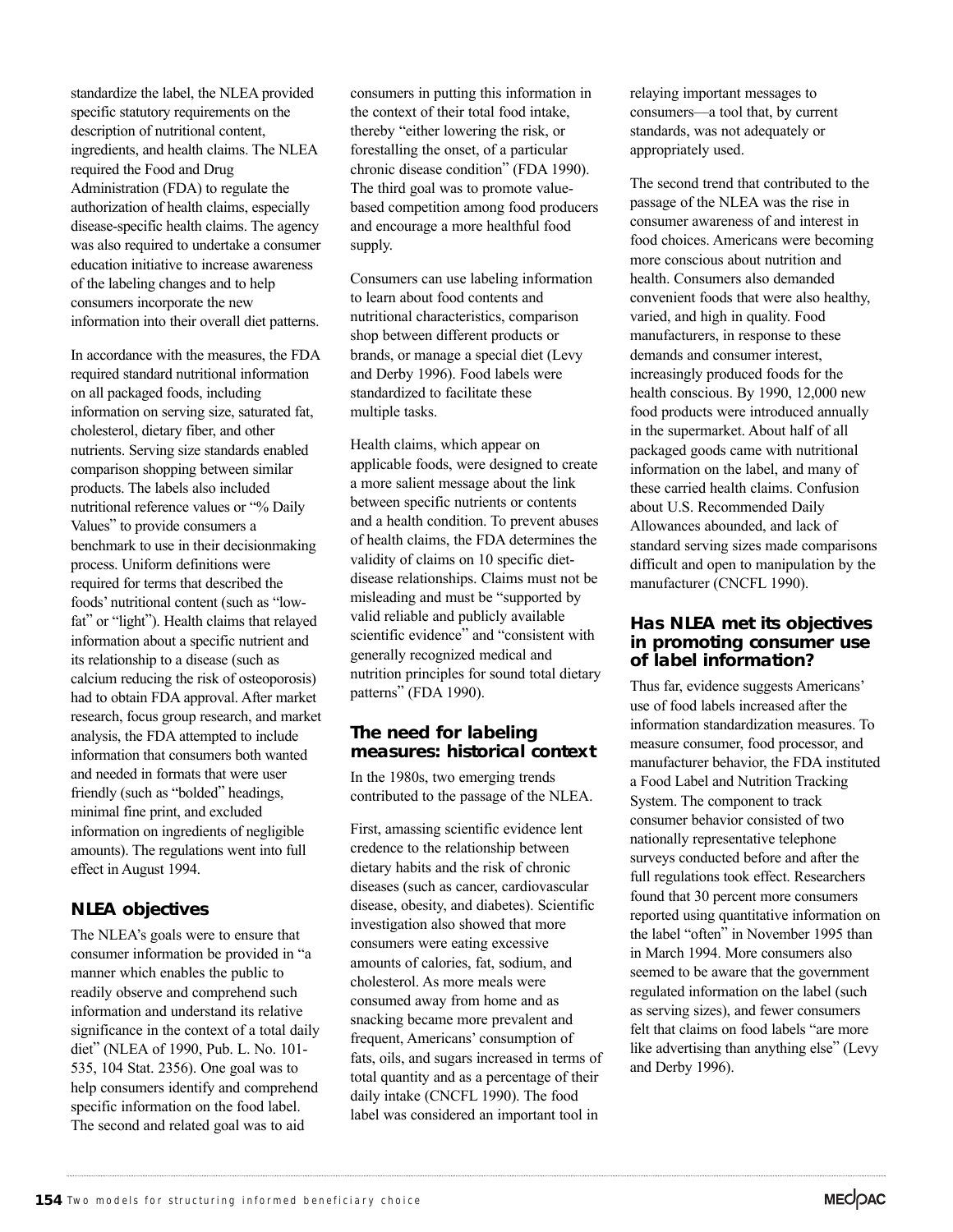standardize the label, the NLEA provided specific statutory requirements on the description of nutritional content, ingredients, and health claims. The NLEA required the Food and Drug Administration (FDA) to regulate the authorization of health claims, especially disease-specific health claims. The agency was also required to undertake a consumer education initiative to increase awareness of the labeling changes and to help consumers incorporate the new information into their overall diet patterns.

In accordance with the measures, the FDA required standard nutritional information on all packaged foods, including information on serving size, saturated fat, cholesterol, dietary fiber, and other nutrients. Serving size standards enabled comparison shopping between similar products. The labels also included nutritional reference values or "% Daily Values" to provide consumers a benchmark to use in their decisionmaking process. Uniform definitions were required for terms that described the foods' nutritional content (such as "low-fat" or "light"). Health claims that relayed information about a specific nutrient and its relationship to a disease (such as calcium reducing the risk of osteoporosis) had to obtain FDA approval. After market research, focus group research, and market analysis, the FDA attempted to include information that consumers both wanted and needed in formats that were user friendly (such as "bolded" headings, minimal fine print, and excluded information on ingredients of negligible amounts). The regulations went into full effect in August 1994.

## NLEA objectives

The NLEA's goals were to ensure that consumer information be provided in "a manner which enables the public to readily observe and comprehend such information and understand its relative significance in the context of a total daily diet" (NLEA of 1990, Pub. L. No. 101-535, 104 Stat. 2356). One goal was to help consumers identify and comprehend specific information on the food label. The second and related goal was to aid consumers in putting this information in the context of their total food intake, thereby "either lowering the risk, or forestalling the onset, of a particular chronic disease condition" (FDA 1990). The third goal was to promote value-based competition among food producers and encourage a more healthful food supply.

Consumers can use labeling information to learn about food contents and nutritional characteristics, comparison shop between different products or brands, or manage a special diet (Levy and Derby 1996). Food labels were standardized to facilitate these multiple tasks.

Health claims, which appear on applicable foods, were designed to create a more salient message about the link between specific nutrients or contents and a health condition. To prevent abuses of health claims, the FDA determines the validity of claims on 10 specific diet-disease relationships. Claims must not be misleading and must be "supported by valid reliable and publicly available scientific evidence" and "consistent with generally recognized medical and nutrition principles for sound total dietary patterns" (FDA 1990).

## The need for labeling measures: historical context

In the 1980s, two emerging trends contributed to the passage of the NLEA.

First, amassing scientific evidence lent credence to the relationship between dietary habits and the risk of chronic diseases (such as cancer, cardiovascular disease, obesity, and diabetes). Scientific investigation also showed that more consumers were eating excessive amounts of calories, fat, sodium, and cholesterol. As more meals were consumed away from home and as snacking became more prevalent and frequent, Americans' consumption of fats, oils, and sugars increased in terms of total quantity and as a percentage of their daily intake (CNCFL 1990). The food label was considered an important tool in relaying important messages to consumers—a tool that, by current standards, was not adequately or appropriately used.

The second trend that contributed to the passage of the NLEA was the rise in consumer awareness of and interest in food choices. Americans were becoming more conscious about nutrition and health. Consumers also demanded convenient foods that were also healthy, varied, and high in quality. Food manufacturers, in response to these demands and consumer interest, increasingly produced foods for the health conscious. By 1990, 12,000 new food products were introduced annually in the supermarket. About half of all packaged goods came with nutritional information on the label, and many of these carried health claims. Confusion about U.S. Recommended Daily Allowances abounded, and lack of standard serving sizes made comparisons difficult and open to manipulation by the manufacturer (CNCFL 1990).

## Has NLEA met its objectives in promoting consumer use of label information?

Thus far, evidence suggests Americans' use of food labels increased after the information standardization measures. To measure consumer, food processor, and manufacturer behavior, the FDA instituted a Food Label and Nutrition Tracking System. The component to track consumer behavior consisted of two nationally representative telephone surveys conducted before and after the full regulations took effect. Researchers found that 30 percent more consumers reported using quantitative information on the label "often" in November 1995 than in March 1994. More consumers also seemed to be aware that the government regulated information on the label (such as serving sizes), and fewer consumers felt that claims on food labels "are more like advertising than anything else" (Levy and Derby 1996).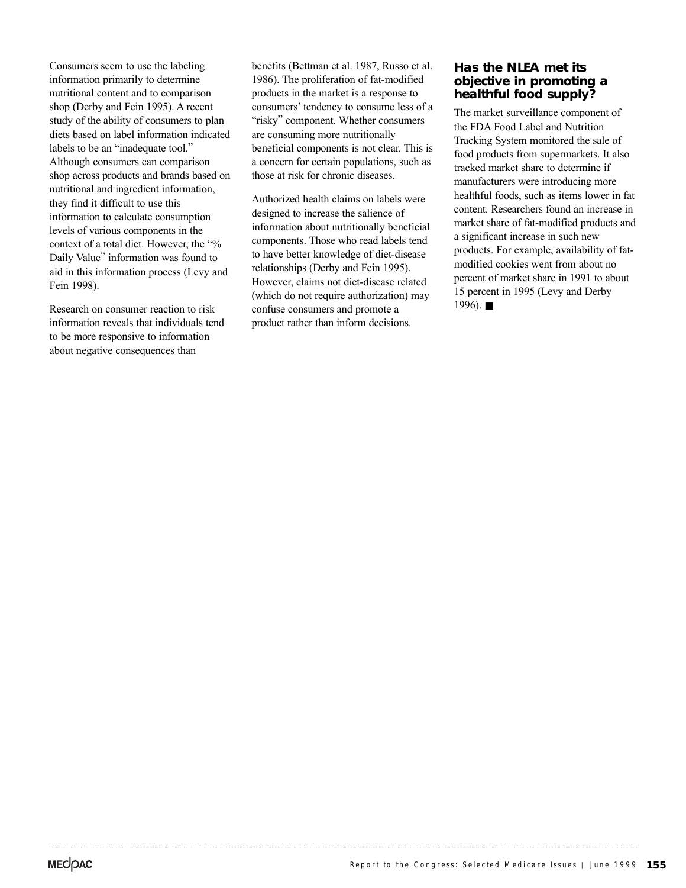Consumers seem to use the labeling information primarily to determine nutritional content and to comparison shop (Derby and Fein 1995). A recent study of the ability of consumers to plan diets based on label information indicated labels to be an "inadequate tool." Although consumers can comparison shop across products and brands based on nutritional and ingredient information, they find it difficult to use this information to calculate consumption levels of various components in the context of a total diet. However, the "% Daily Value" information was found to aid in this information process (Levy and Fein 1998).

Research on consumer reaction to risk information reveals that individuals tend to be more responsive to information about negative consequences than benefits (Bettman et al. 1987, Russo et al. 1986). The proliferation of fat-modified products in the market is a response to consumers' tendency to consume less of a "risky" component. Whether consumers are consuming more nutritionally beneficial components is not clear. This is a concern for certain populations, such as those at risk for chronic diseases.

Authorized health claims on labels were designed to increase the salience of information about nutritionally beneficial components. Those who read labels tend to have better knowledge of diet-disease relationships (Derby and Fein 1995). However, claims not diet-disease related (which do not require authorization) may confuse consumers and promote a product rather than inform decisions.

### Has the NLEA met its objective in promoting a healthful food supply?

The market surveillance component of the FDA Food Label and Nutrition Tracking System monitored the sale of food products from supermarkets. It also tracked market share to determine if manufacturers were introducing more healthful foods, such as items lower in fat content. Researchers found an increase in market share of fat-modified products and a significant increase in such new products. For example, availability of fat-modified cookies went from about no percent of market share in 1991 to about 15 percent in 1995 (Levy and Derby 1996). ■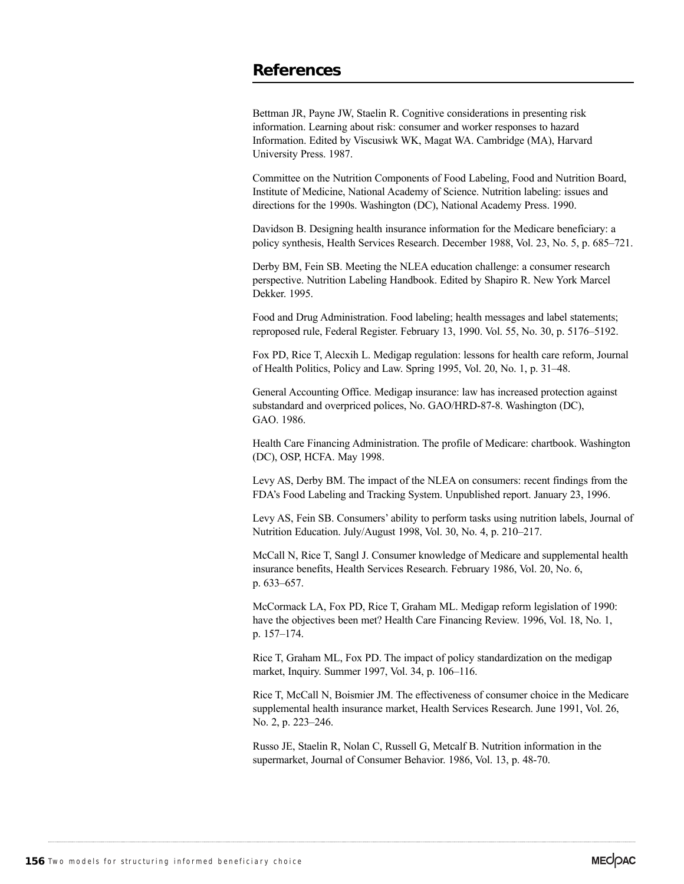## References

Bettman JR, Payne JW, Staelin R. Cognitive considerations in presenting risk information. Learning about risk: consumer and worker responses to hazard Information. Edited by Viscusiwk WK, Magat WA. Cambridge (MA), Harvard University Press. 1987.

Committee on the Nutrition Components of Food Labeling, Food and Nutrition Board, Institute of Medicine, National Academy of Science. Nutrition labeling: issues and directions for the 1990s. Washington (DC), National Academy Press. 1990.

Davidson B. Designing health insurance information for the Medicare beneficiary: a policy synthesis, Health Services Research. December 1988, Vol. 23, No. 5, p. 685–721.

Derby BM, Fein SB. Meeting the NLEA education challenge: a consumer research perspective. Nutrition Labeling Handbook. Edited by Shapiro R. New York Marcel Dekker. 1995.

Food and Drug Administration. Food labeling; health messages and label statements; reproposed rule, Federal Register. February 13, 1990. Vol. 55, No. 30, p. 5176–5192.

Fox PD, Rice T, Alecxih L. Medigap regulation: lessons for health care reform, Journal of Health Politics, Policy and Law. Spring 1995, Vol. 20, No. 1, p. 31–48.

General Accounting Office. Medigap insurance: law has increased protection against substandard and overpriced polices, No. GAO/HRD-87-8. Washington (DC), GAO. 1986.

Health Care Financing Administration. The profile of Medicare: chartbook. Washington (DC), OSP, HCFA. May 1998.

Levy AS, Derby BM. The impact of the NLEA on consumers: recent findings from the FDA's Food Labeling and Tracking System. Unpublished report. January 23, 1996.

Levy AS, Fein SB. Consumers' ability to perform tasks using nutrition labels, Journal of Nutrition Education. July/August 1998, Vol. 30, No. 4, p. 210–217.

McCall N, Rice T, Sangl J. Consumer knowledge of Medicare and supplemental health insurance benefits, Health Services Research. February 1986, Vol. 20, No. 6, p. 633–657.

McCormack LA, Fox PD, Rice T, Graham ML. Medigap reform legislation of 1990: have the objectives been met? Health Care Financing Review. 1996, Vol. 18, No. 1, p. 157–174.

Rice T, Graham ML, Fox PD. The impact of policy standardization on the medigap market, Inquiry. Summer 1997, Vol. 34, p. 106–116.

Rice T, McCall N, Boismier JM. The effectiveness of consumer choice in the Medicare supplemental health insurance market, Health Services Research. June 1991, Vol. 26, No. 2, p. 223–246.

Russo JE, Staelin R, Nolan C, Russell G, Metcalf B. Nutrition information in the supermarket, Journal of Consumer Behavior. 1986, Vol. 13, p. 48-70.